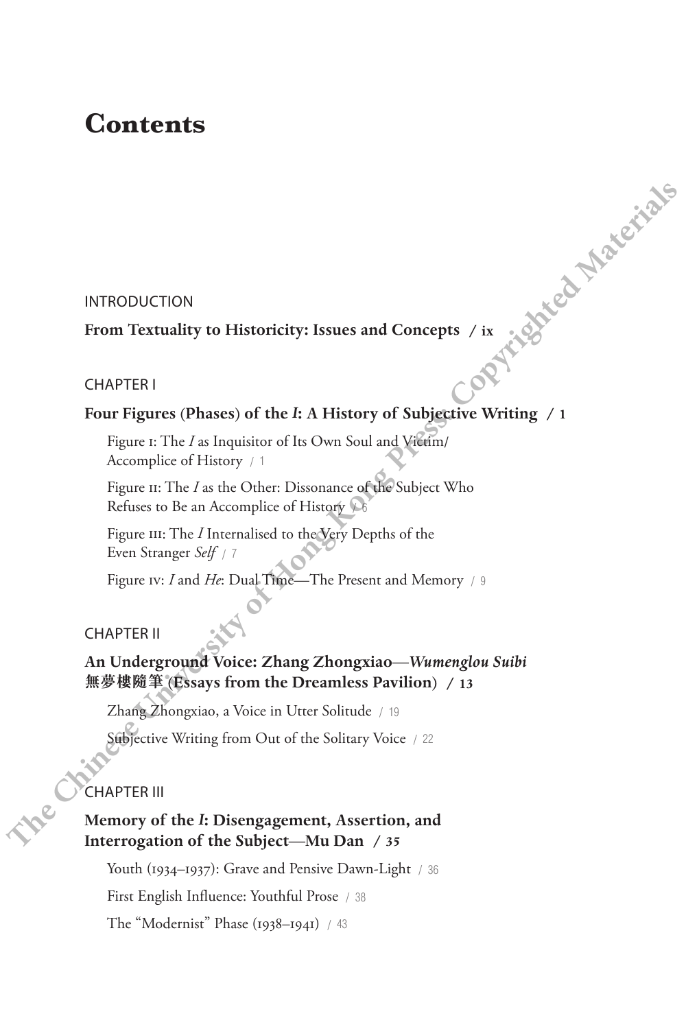# Contents

INTRODUCTION

**From Textuality to Historicity: Issues and Concepts / ix**

CHAPTER I

**Four Figures (Phases) of the *I*: A History of Subjective Writing / 1**

Figure I: The *I* as Inquisitor of Its Own Soul and Victim/Accomplice of History / 1

Figure II: The *I* as the Other: Dissonance of the Subject Who Refuses to Be an Accomplice of History / 6

Figure III: The *I* Internalised to the Very Depths of the Even Stranger *Self* / 7

Figure IV: *I* and *He*: Dual Time—The Present and Memory / 9

CHAPTER II

**An Underground Voice: Zhang Zhongxiao—*Wumenglou Suibi* 無夢樓隨筆 (Essays from the Dreamless Pavilion) / 13**

Zhang Zhongxiao, a Voice in Utter Solitude / 19

Subjective Writing from Out of the Solitary Voice / 22

CHAPTER III

**Memory of the *I*: Disengagement, Assertion, and Interrogation of the Subject—Mu Dan / 35**

Youth (1934–1937): Grave and Pensive Dawn-Light / 36

First English Influence: Youthful Prose / 38

The "Modernist" Phase (1938–1941) / 43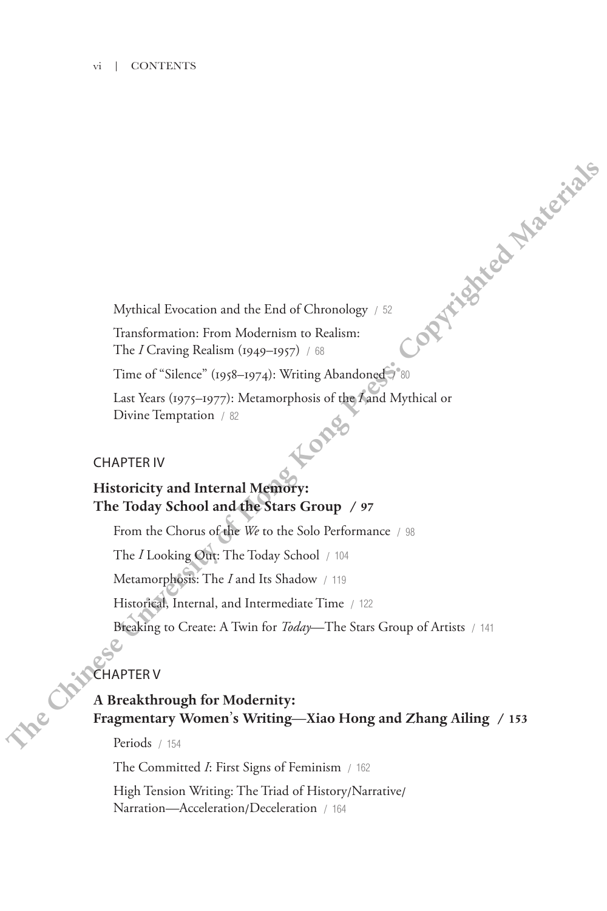Mythical Evocation and the End of Chronology / 52

Transformation: From Modernism to Realism: The *I* Craving Realism (1949–1957) / 68

Time of "Silence" (1958–1974): Writing Abandoned / 80

Last Years (1975–1977): Metamorphosis of the *I* and Mythical or Divine Temptation / 82

## CHAPTER IV

## Historicity and Internal Memory: The Today School and the Stars Group / 97

From the Chorus of the *We* to the Solo Performance / 98

The *I* Looking Out: The Today School / 104

Metamorphosis: The *I* and Its Shadow / 119

Historical, Internal, and Intermediate Time / 122

Breaking to Create: A Twin for *Today*—The Stars Group of Artists / 141

## CHAPTER V

## A Breakthrough for Modernity: Fragmentary Women's Writing—Xiao Hong and Zhang Ailing / 153

Periods / 154

The Committed *I*: First Signs of Feminism / 162

High Tension Writing: The Triad of History/Narrative/Narration—Acceleration/Deceleration / 164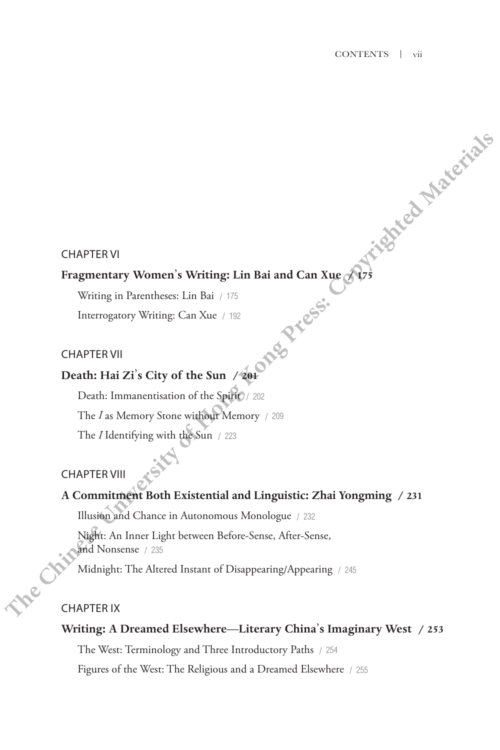CHAPTER VI

**Fragmentary Women's Writing: Lin Bai and Can Xue / 175**

Writing in Parentheses: Lin Bai / 175

Interrogatory Writing: Can Xue / 192

CHAPTER VII

**Death: Hai Zi's City of the Sun / 201**

Death: Immanentisation of the Spirit / 202

The *I* as Memory Stone without Memory / 209

The *I* Identifying with the Sun / 223

CHAPTER VIII

**A Commitment Both Existential and Linguistic: Zhai Yongming / 231**

Illusion and Chance in Autonomous Monologue / 232

Night: An Inner Light between Before-Sense, After-Sense, and Nonsense / 235

Midnight: The Altered Instant of Disappearing/Appearing / 245

CHAPTER IX

**Writing: A Dreamed Elsewhere—Literary China's Imaginary West / 253**

The West: Terminology and Three Introductory Paths / 254

Figures of the West: The Religious and a Dreamed Elsewhere / 255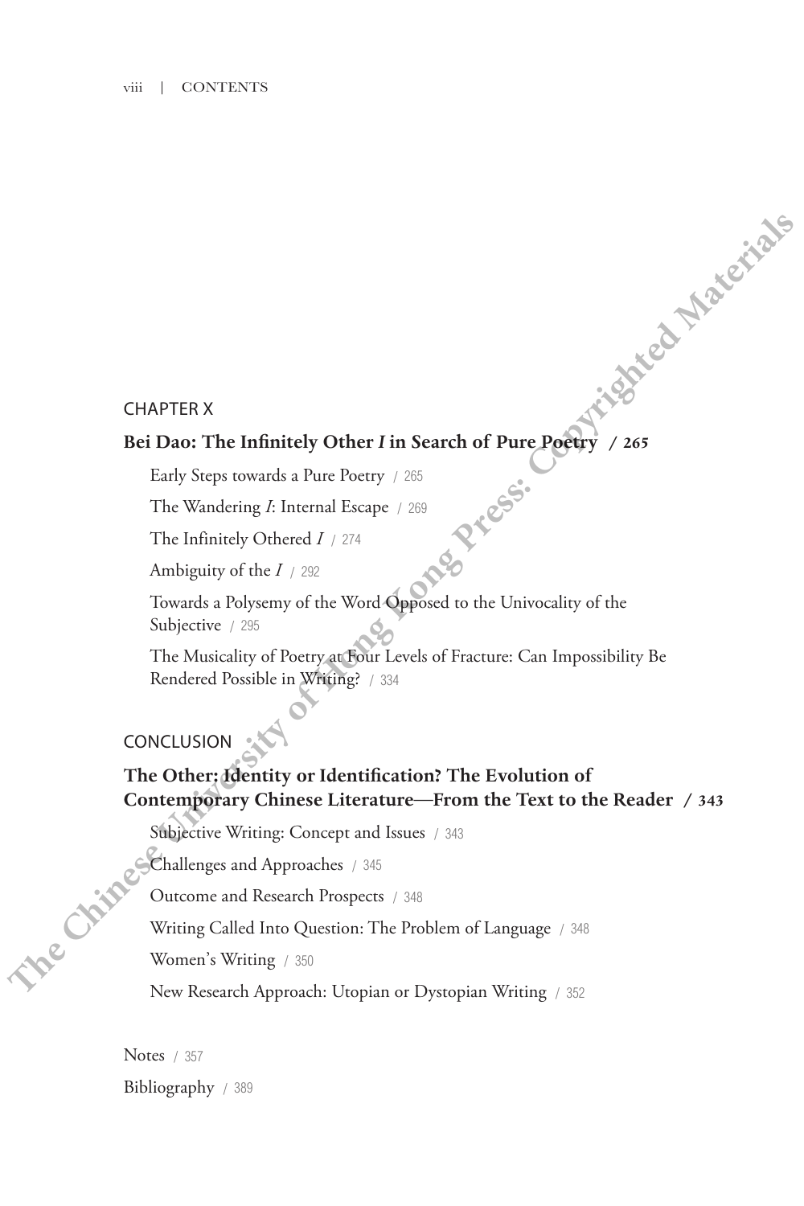CHAPTER X

**Bei Dao: The Infinitely Other *I* in Search of Pure Poetry / 265**

Early Steps towards a Pure Poetry / 265

The Wandering *I*: Internal Escape / 269

The Infinitely Othered *I* / 274

Ambiguity of the *I* / 292

Towards a Polysemy of the Word Opposed to the Univocality of the Subjective / 295

The Musicality of Poetry at Four Levels of Fracture: Can Impossibility Be Rendered Possible in Writing? / 334

CONCLUSION

**The Other: Identity or Identification? The Evolution of Contemporary Chinese Literature—From the Text to the Reader / 343**

Subjective Writing: Concept and Issues / 343

Challenges and Approaches / 345

Outcome and Research Prospects / 348

Writing Called Into Question: The Problem of Language / 348

Women's Writing / 350

New Research Approach: Utopian or Dystopian Writing / 352

Notes / 357

Bibliography / 389